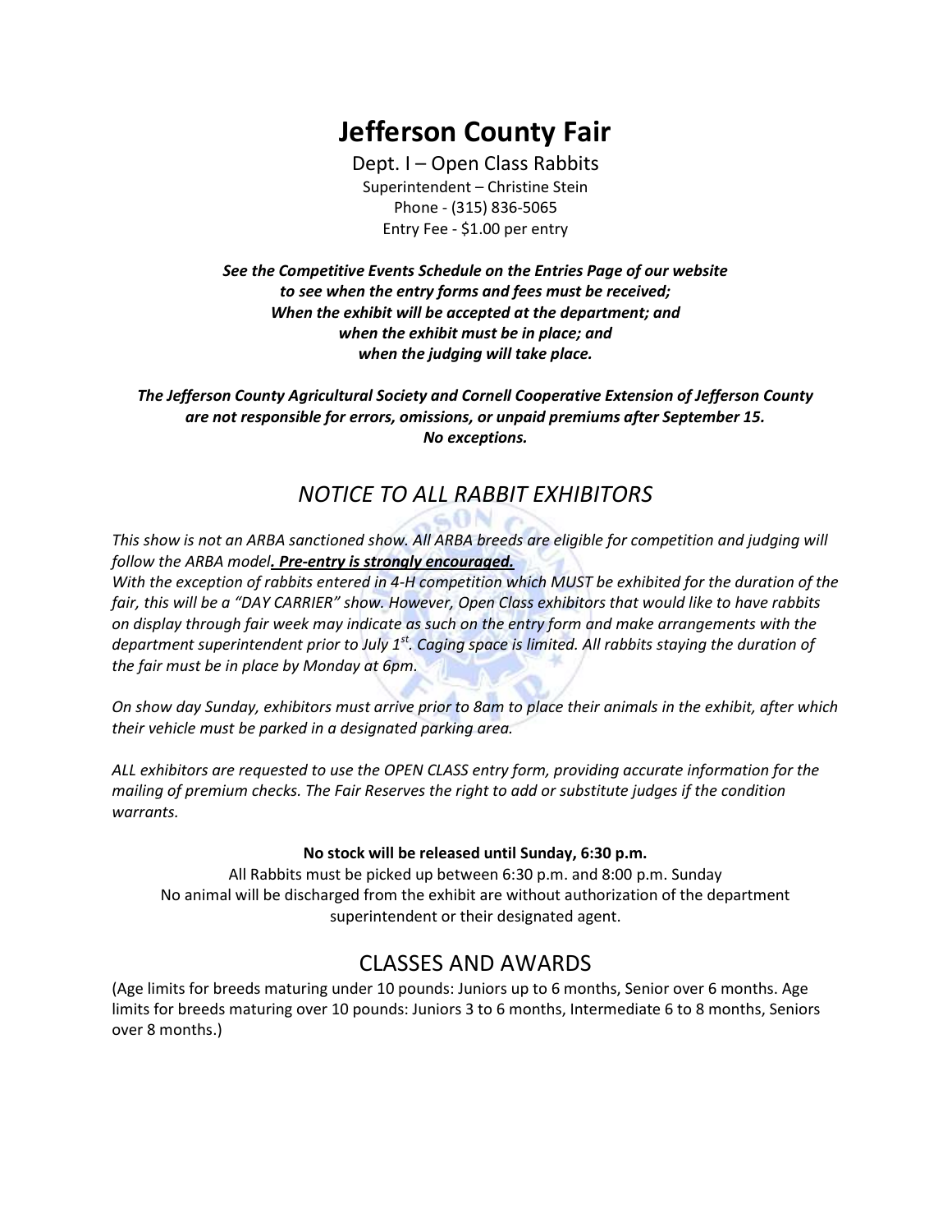# Jefferson County Fair

Dept. I – Open Class Rabbits
Superintendent – Christine Stein
Phone - (315) 836-5065
Entry Fee - $1.00 per entry

***See the Competitive Events Schedule on the Entries Page of our website to see when the entry forms and fees must be received; When the exhibit will be accepted at the department; and when the exhibit must be in place; and when the judging will take place.***

***The Jefferson County Agricultural Society and Cornell Cooperative Extension of Jefferson County are not responsible for errors, omissions, or unpaid premiums after September 15. No exceptions.***

## *NOTICE TO ALL RABBIT EXHIBITORS*

*This show is not an ARBA sanctioned show. All ARBA breeds are eligible for competition and judging will follow the ARBA model**. Pre-entry is strongly encouraged.***
*With the exception of rabbits entered in 4-H competition which MUST be exhibited for the duration of the fair, this will be a "DAY CARRIER" show. However, Open Class exhibitors that would like to have rabbits on display through fair week may indicate as such on the entry form and make arrangements with the department superintendent prior to July 1st. Caging space is limited. All rabbits staying the duration of the fair must be in place by Monday at 6pm.*

*On show day Sunday, exhibitors must arrive prior to 8am to place their animals in the exhibit, after which their vehicle must be parked in a designated parking area.*

*ALL exhibitors are requested to use the OPEN CLASS entry form, providing accurate information for the mailing of premium checks. The Fair Reserves the right to add or substitute judges if the condition warrants.*

**No stock will be released until Sunday, 6:30 p.m.**

All Rabbits must be picked up between 6:30 p.m. and 8:00 p.m. Sunday
No animal will be discharged from the exhibit are without authorization of the department superintendent or their designated agent.

## CLASSES AND AWARDS

(Age limits for breeds maturing under 10 pounds: Juniors up to 6 months, Senior over 6 months. Age limits for breeds maturing over 10 pounds: Juniors 3 to 6 months, Intermediate 6 to 8 months, Seniors over 8 months.)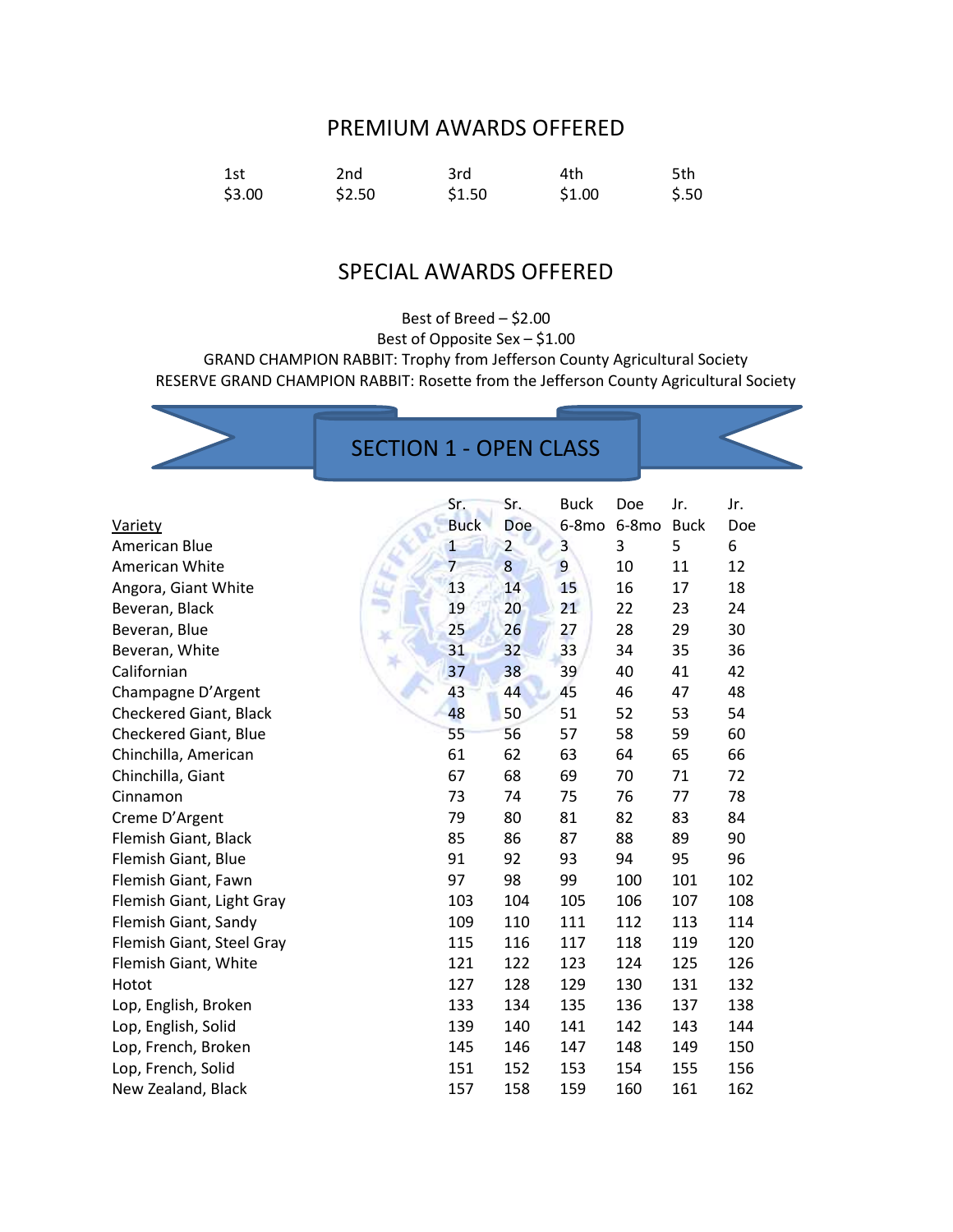## PREMIUM AWARDS OFFERED

| 1st | 2nd | 3rd | 4th | 5th |
|---|---|---|---|---|
| $3.00 | $2.50 | $1.50 | $1.00 | $.50 |

## SPECIAL AWARDS OFFERED

Best of Breed – $2.00
Best of Opposite Sex – $1.00
GRAND CHAMPION RABBIT: Trophy from Jefferson County Agricultural Society
RESERVE GRAND CHAMPION RABBIT: Rosette from the Jefferson County Agricultural Society

## SECTION 1 - OPEN CLASS

| Variety | Sr. Buck | Sr. Doe | Buck 6-8mo | Doe 6-8mo | Jr. Buck | Jr. Doe |
|---|---|---|---|---|---|---|
| American Blue | 1 | 2 | 3 | 3 | 5 | 6 |
| American White | 7 | 8 | 9 | 10 | 11 | 12 |
| Angora, Giant White | 13 | 14 | 15 | 16 | 17 | 18 |
| Beveran, Black | 19 | 20 | 21 | 22 | 23 | 24 |
| Beveran, Blue | 25 | 26 | 27 | 28 | 29 | 30 |
| Beveran, White | 31 | 32 | 33 | 34 | 35 | 36 |
| Californian | 37 | 38 | 39 | 40 | 41 | 42 |
| Champagne D'Argent | 43 | 44 | 45 | 46 | 47 | 48 |
| Checkered Giant, Black | 48 | 50 | 51 | 52 | 53 | 54 |
| Checkered Giant, Blue | 55 | 56 | 57 | 58 | 59 | 60 |
| Chinchilla, American | 61 | 62 | 63 | 64 | 65 | 66 |
| Chinchilla, Giant | 67 | 68 | 69 | 70 | 71 | 72 |
| Cinnamon | 73 | 74 | 75 | 76 | 77 | 78 |
| Creme D'Argent | 79 | 80 | 81 | 82 | 83 | 84 |
| Flemish Giant, Black | 85 | 86 | 87 | 88 | 89 | 90 |
| Flemish Giant, Blue | 91 | 92 | 93 | 94 | 95 | 96 |
| Flemish Giant, Fawn | 97 | 98 | 99 | 100 | 101 | 102 |
| Flemish Giant, Light Gray | 103 | 104 | 105 | 106 | 107 | 108 |
| Flemish Giant, Sandy | 109 | 110 | 111 | 112 | 113 | 114 |
| Flemish Giant, Steel Gray | 115 | 116 | 117 | 118 | 119 | 120 |
| Flemish Giant, White | 121 | 122 | 123 | 124 | 125 | 126 |
| Hotot | 127 | 128 | 129 | 130 | 131 | 132 |
| Lop, English, Broken | 133 | 134 | 135 | 136 | 137 | 138 |
| Lop, English, Solid | 139 | 140 | 141 | 142 | 143 | 144 |
| Lop, French, Broken | 145 | 146 | 147 | 148 | 149 | 150 |
| Lop, French, Solid | 151 | 152 | 153 | 154 | 155 | 156 |
| New Zealand, Black | 157 | 158 | 159 | 160 | 161 | 162 |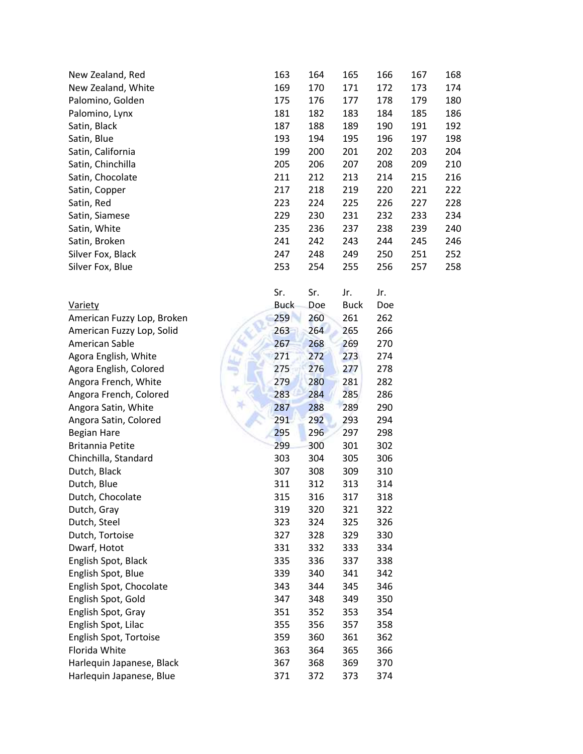| | | | | | | |
|---|---|---|---|---|---|---|
| New Zealand, Red | 163 | 164 | 165 | 166 | 167 | 168 |
| New Zealand, White | 169 | 170 | 171 | 172 | 173 | 174 |
| Palomino, Golden | 175 | 176 | 177 | 178 | 179 | 180 |
| Palomino, Lynx | 181 | 182 | 183 | 184 | 185 | 186 |
| Satin, Black | 187 | 188 | 189 | 190 | 191 | 192 |
| Satin, Blue | 193 | 194 | 195 | 196 | 197 | 198 |
| Satin, California | 199 | 200 | 201 | 202 | 203 | 204 |
| Satin, Chinchilla | 205 | 206 | 207 | 208 | 209 | 210 |
| Satin, Chocolate | 211 | 212 | 213 | 214 | 215 | 216 |
| Satin, Copper | 217 | 218 | 219 | 220 | 221 | 222 |
| Satin, Red | 223 | 224 | 225 | 226 | 227 | 228 |
| Satin, Siamese | 229 | 230 | 231 | 232 | 233 | 234 |
| Satin, White | 235 | 236 | 237 | 238 | 239 | 240 |
| Satin, Broken | 241 | 242 | 243 | 244 | 245 | 246 |
| Silver Fox, Black | 247 | 248 | 249 | 250 | 251 | 252 |
| Silver Fox, Blue | 253 | 254 | 255 | 256 | 257 | 258 |

| Variety | Sr. Buck | Sr. Doe | Jr. Buck | Jr. Doe |
|---|---|---|---|---|
| American Fuzzy Lop, Broken | 259 | 260 | 261 | 262 |
| American Fuzzy Lop, Solid | 263 | 264 | 265 | 266 |
| American Sable | 267 | 268 | 269 | 270 |
| Agora English, White | 271 | 272 | 273 | 274 |
| Agora English, Colored | 275 | 276 | 277 | 278 |
| Angora French, White | 279 | 280 | 281 | 282 |
| Angora French, Colored | 283 | 284 | 285 | 286 |
| Angora Satin, White | 287 | 288 | 289 | 290 |
| Angora Satin, Colored | 291 | 292 | 293 | 294 |
| Begian Hare | 295 | 296 | 297 | 298 |
| Britannia Petite | 299 | 300 | 301 | 302 |
| Chinchilla, Standard | 303 | 304 | 305 | 306 |
| Dutch, Black | 307 | 308 | 309 | 310 |
| Dutch, Blue | 311 | 312 | 313 | 314 |
| Dutch, Chocolate | 315 | 316 | 317 | 318 |
| Dutch, Gray | 319 | 320 | 321 | 322 |
| Dutch, Steel | 323 | 324 | 325 | 326 |
| Dutch, Tortoise | 327 | 328 | 329 | 330 |
| Dwarf, Hotot | 331 | 332 | 333 | 334 |
| English Spot, Black | 335 | 336 | 337 | 338 |
| English Spot, Blue | 339 | 340 | 341 | 342 |
| English Spot, Chocolate | 343 | 344 | 345 | 346 |
| English Spot, Gold | 347 | 348 | 349 | 350 |
| English Spot, Gray | 351 | 352 | 353 | 354 |
| English Spot, Lilac | 355 | 356 | 357 | 358 |
| English Spot, Tortoise | 359 | 360 | 361 | 362 |
| Florida White | 363 | 364 | 365 | 366 |
| Harlequin Japanese, Black | 367 | 368 | 369 | 370 |
| Harlequin Japanese, Blue | 371 | 372 | 373 | 374 |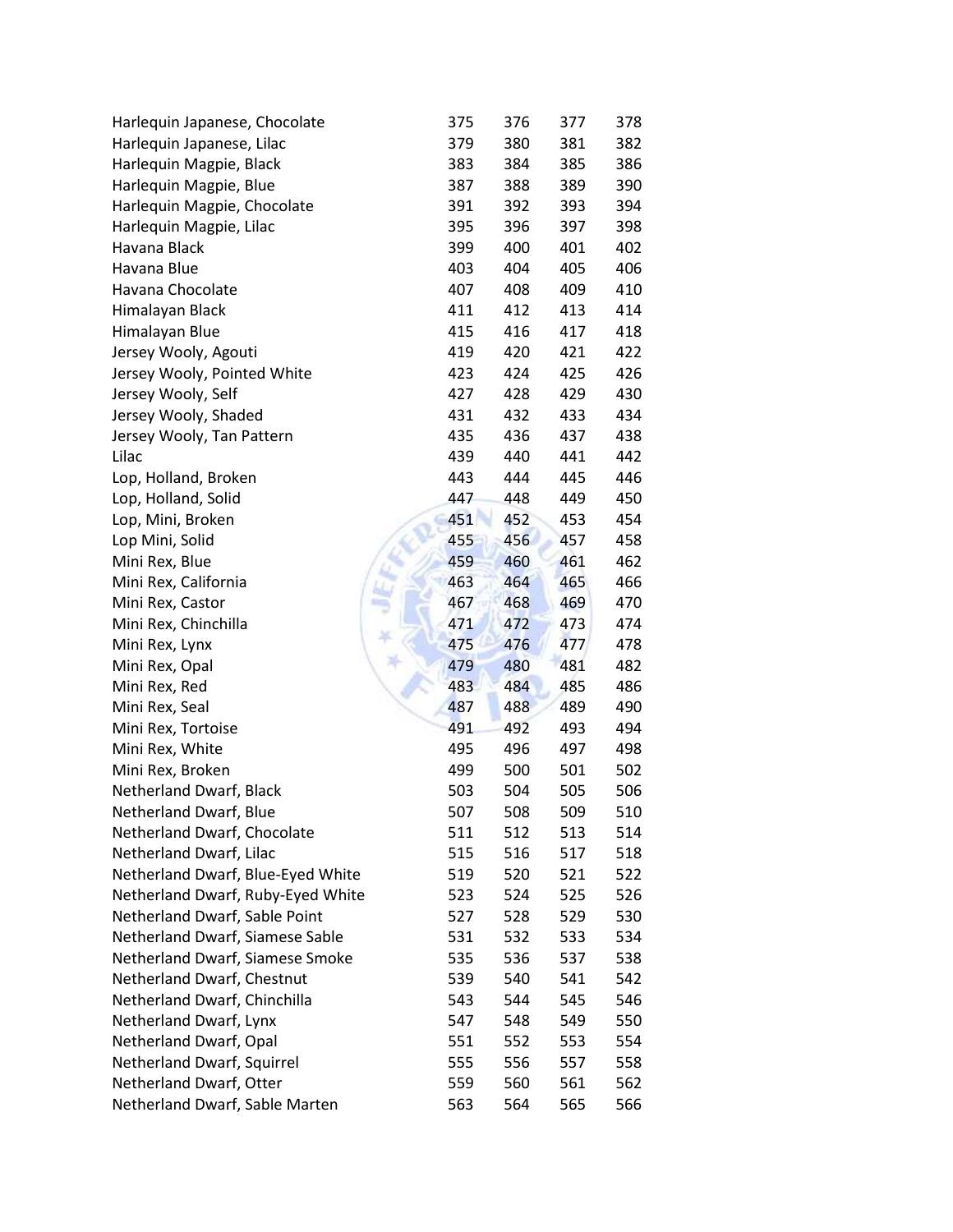| | | | | |
|---|---|---|---|---|
| Harlequin Japanese, Chocolate | 375 | 376 | 377 | 378 |
| Harlequin Japanese, Lilac | 379 | 380 | 381 | 382 |
| Harlequin Magpie, Black | 383 | 384 | 385 | 386 |
| Harlequin Magpie, Blue | 387 | 388 | 389 | 390 |
| Harlequin Magpie, Chocolate | 391 | 392 | 393 | 394 |
| Harlequin Magpie, Lilac | 395 | 396 | 397 | 398 |
| Havana Black | 399 | 400 | 401 | 402 |
| Havana Blue | 403 | 404 | 405 | 406 |
| Havana Chocolate | 407 | 408 | 409 | 410 |
| Himalayan Black | 411 | 412 | 413 | 414 |
| Himalayan Blue | 415 | 416 | 417 | 418 |
| Jersey Wooly, Agouti | 419 | 420 | 421 | 422 |
| Jersey Wooly, Pointed White | 423 | 424 | 425 | 426 |
| Jersey Wooly, Self | 427 | 428 | 429 | 430 |
| Jersey Wooly, Shaded | 431 | 432 | 433 | 434 |
| Jersey Wooly, Tan Pattern | 435 | 436 | 437 | 438 |
| Lilac | 439 | 440 | 441 | 442 |
| Lop, Holland, Broken | 443 | 444 | 445 | 446 |
| Lop, Holland, Solid | 447 | 448 | 449 | 450 |
| Lop, Mini, Broken | 451 | 452 | 453 | 454 |
| Lop Mini, Solid | 455 | 456 | 457 | 458 |
| Mini Rex, Blue | 459 | 460 | 461 | 462 |
| Mini Rex, California | 463 | 464 | 465 | 466 |
| Mini Rex, Castor | 467 | 468 | 469 | 470 |
| Mini Rex, Chinchilla | 471 | 472 | 473 | 474 |
| Mini Rex, Lynx | 475 | 476 | 477 | 478 |
| Mini Rex, Opal | 479 | 480 | 481 | 482 |
| Mini Rex, Red | 483 | 484 | 485 | 486 |
| Mini Rex, Seal | 487 | 488 | 489 | 490 |
| Mini Rex, Tortoise | 491 | 492 | 493 | 494 |
| Mini Rex, White | 495 | 496 | 497 | 498 |
| Mini Rex, Broken | 499 | 500 | 501 | 502 |
| Netherland Dwarf, Black | 503 | 504 | 505 | 506 |
| Netherland Dwarf, Blue | 507 | 508 | 509 | 510 |
| Netherland Dwarf, Chocolate | 511 | 512 | 513 | 514 |
| Netherland Dwarf, Lilac | 515 | 516 | 517 | 518 |
| Netherland Dwarf, Blue-Eyed White | 519 | 520 | 521 | 522 |
| Netherland Dwarf, Ruby-Eyed White | 523 | 524 | 525 | 526 |
| Netherland Dwarf, Sable Point | 527 | 528 | 529 | 530 |
| Netherland Dwarf, Siamese Sable | 531 | 532 | 533 | 534 |
| Netherland Dwarf, Siamese Smoke | 535 | 536 | 537 | 538 |
| Netherland Dwarf, Chestnut | 539 | 540 | 541 | 542 |
| Netherland Dwarf, Chinchilla | 543 | 544 | 545 | 546 |
| Netherland Dwarf, Lynx | 547 | 548 | 549 | 550 |
| Netherland Dwarf, Opal | 551 | 552 | 553 | 554 |
| Netherland Dwarf, Squirrel | 555 | 556 | 557 | 558 |
| Netherland Dwarf, Otter | 559 | 560 | 561 | 562 |
| Netherland Dwarf, Sable Marten | 563 | 564 | 565 | 566 |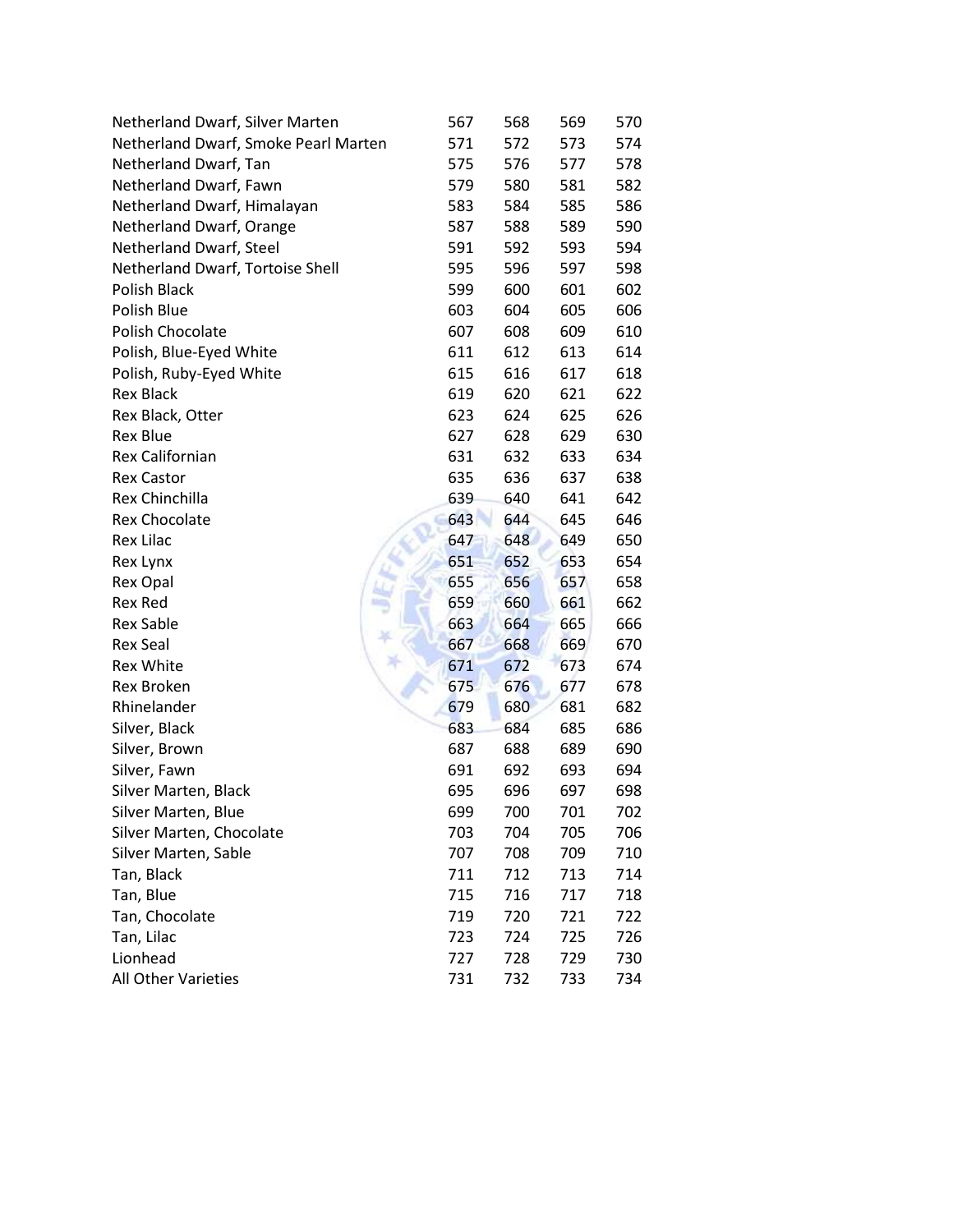| | | | | |
|---|---|---|---|---|
| Netherland Dwarf, Silver Marten | 567 | 568 | 569 | 570 |
| Netherland Dwarf, Smoke Pearl Marten | 571 | 572 | 573 | 574 |
| Netherland Dwarf, Tan | 575 | 576 | 577 | 578 |
| Netherland Dwarf, Fawn | 579 | 580 | 581 | 582 |
| Netherland Dwarf, Himalayan | 583 | 584 | 585 | 586 |
| Netherland Dwarf, Orange | 587 | 588 | 589 | 590 |
| Netherland Dwarf, Steel | 591 | 592 | 593 | 594 |
| Netherland Dwarf, Tortoise Shell | 595 | 596 | 597 | 598 |
| Polish Black | 599 | 600 | 601 | 602 |
| Polish Blue | 603 | 604 | 605 | 606 |
| Polish Chocolate | 607 | 608 | 609 | 610 |
| Polish, Blue-Eyed White | 611 | 612 | 613 | 614 |
| Polish, Ruby-Eyed White | 615 | 616 | 617 | 618 |
| Rex Black | 619 | 620 | 621 | 622 |
| Rex Black, Otter | 623 | 624 | 625 | 626 |
| Rex Blue | 627 | 628 | 629 | 630 |
| Rex Californian | 631 | 632 | 633 | 634 |
| Rex Castor | 635 | 636 | 637 | 638 |
| Rex Chinchilla | 639 | 640 | 641 | 642 |
| Rex Chocolate | 643 | 644 | 645 | 646 |
| Rex Lilac | 647 | 648 | 649 | 650 |
| Rex Lynx | 651 | 652 | 653 | 654 |
| Rex Opal | 655 | 656 | 657 | 658 |
| Rex Red | 659 | 660 | 661 | 662 |
| Rex Sable | 663 | 664 | 665 | 666 |
| Rex Seal | 667 | 668 | 669 | 670 |
| Rex White | 671 | 672 | 673 | 674 |
| Rex Broken | 675 | 676 | 677 | 678 |
| Rhinelander | 679 | 680 | 681 | 682 |
| Silver, Black | 683 | 684 | 685 | 686 |
| Silver, Brown | 687 | 688 | 689 | 690 |
| Silver, Fawn | 691 | 692 | 693 | 694 |
| Silver Marten, Black | 695 | 696 | 697 | 698 |
| Silver Marten, Blue | 699 | 700 | 701 | 702 |
| Silver Marten, Chocolate | 703 | 704 | 705 | 706 |
| Silver Marten, Sable | 707 | 708 | 709 | 710 |
| Tan, Black | 711 | 712 | 713 | 714 |
| Tan, Blue | 715 | 716 | 717 | 718 |
| Tan, Chocolate | 719 | 720 | 721 | 722 |
| Tan, Lilac | 723 | 724 | 725 | 726 |
| Lionhead | 727 | 728 | 729 | 730 |
| All Other Varieties | 731 | 732 | 733 | 734 |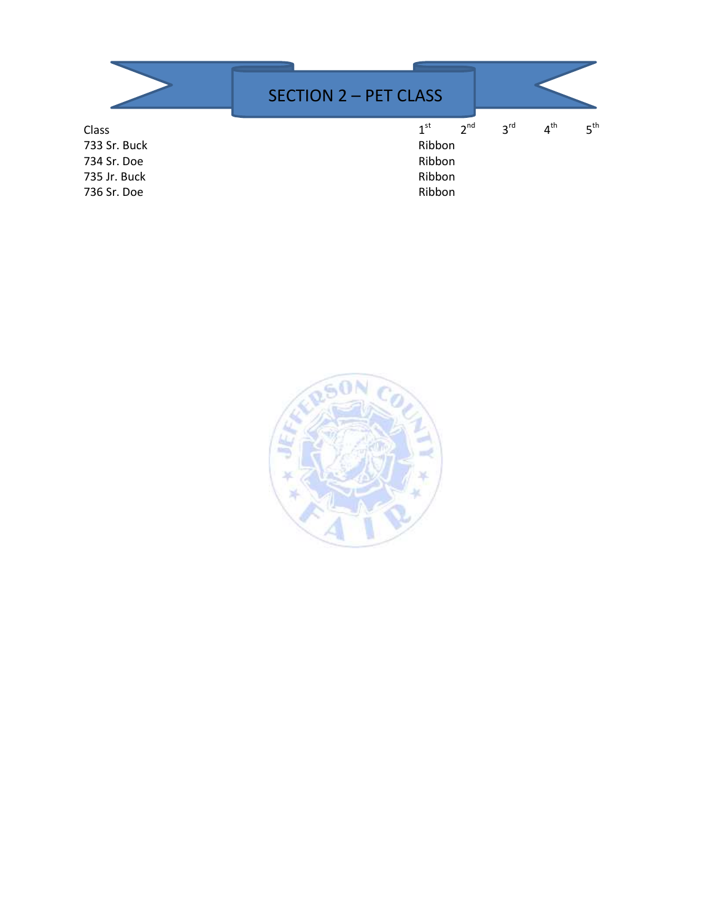## SECTION 2 – PET CLASS

| Class | 1st | 2nd | 3rd | 4th | 5th |
|---|---|---|---|---|---|
| 733 Sr. Buck | Ribbon | | | | |
| 734 Sr. Doe | Ribbon | | | | |
| 735 Jr. Buck | Ribbon | | | | |
| 736 Sr. Doe | Ribbon | | | | |